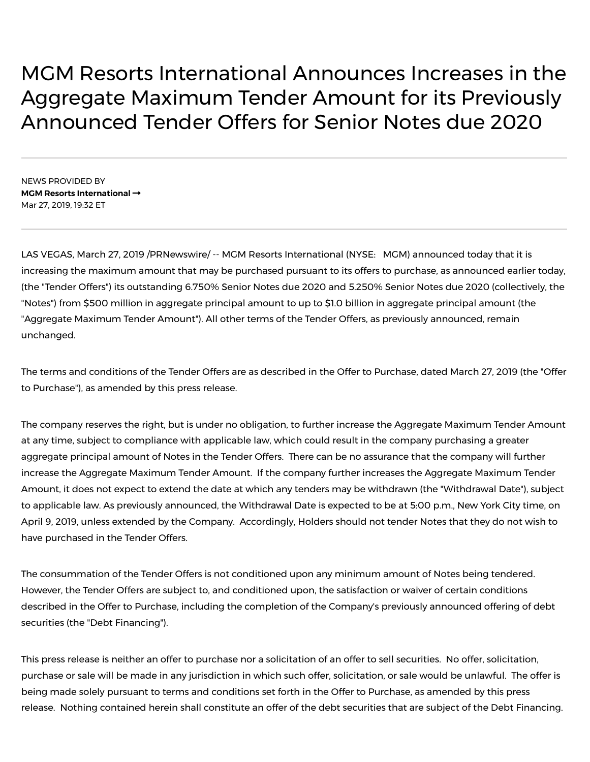# MGM Resorts International Announces Increases in the Aggregate Maximum Tender Amount for its Previously Announced Tender Offers for Senior Notes due 2020

NEWS PROVIDED BY

**MGM Resorts International →**

Mar 27, 2019, 19:32 ET

LAS VEGAS, March 27, 2019 /PRNewswire/ -- MGM Resorts International (NYSE: MGM) announced today that it is increasing the maximum amount that may be purchased pursuant to its offers to purchase, as announced earlier today, (the "Tender Offers") its outstanding 6.750% Senior Notes due 2020 and 5.250% Senior Notes due 2020 (collectively, the "Notes") from $500 million in aggregate principal amount to up to $1.0 billion in aggregate principal amount (the "Aggregate Maximum Tender Amount"). All other terms of the Tender Offers, as previously announced, remain unchanged.

The terms and conditions of the Tender Offers are as described in the Offer to Purchase, dated March 27, 2019 (the "Offer to Purchase"), as amended by this press release.

The company reserves the right, but is under no obligation, to further increase the Aggregate Maximum Tender Amount at any time, subject to compliance with applicable law, which could result in the company purchasing a greater aggregate principal amount of Notes in the Tender Offers. There can be no assurance that the company will further increase the Aggregate Maximum Tender Amount. If the company further increases the Aggregate Maximum Tender Amount, it does not expect to extend the date at which any tenders may be withdrawn (the "Withdrawal Date"), subject to applicable law. As previously announced, the Withdrawal Date is expected to be at 5:00 p.m., New York City time, on April 9, 2019, unless extended by the Company. Accordingly, Holders should not tender Notes that they do not wish to have purchased in the Tender Offers.

The consummation of the Tender Offers is not conditioned upon any minimum amount of Notes being tendered. However, the Tender Offers are subject to, and conditioned upon, the satisfaction or waiver of certain conditions described in the Offer to Purchase, including the completion of the Company's previously announced offering of debt securities (the "Debt Financing").

This press release is neither an offer to purchase nor a solicitation of an offer to sell securities. No offer, solicitation, purchase or sale will be made in any jurisdiction in which such offer, solicitation, or sale would be unlawful. The offer is being made solely pursuant to terms and conditions set forth in the Offer to Purchase, as amended by this press release. Nothing contained herein shall constitute an offer of the debt securities that are subject of the Debt Financing.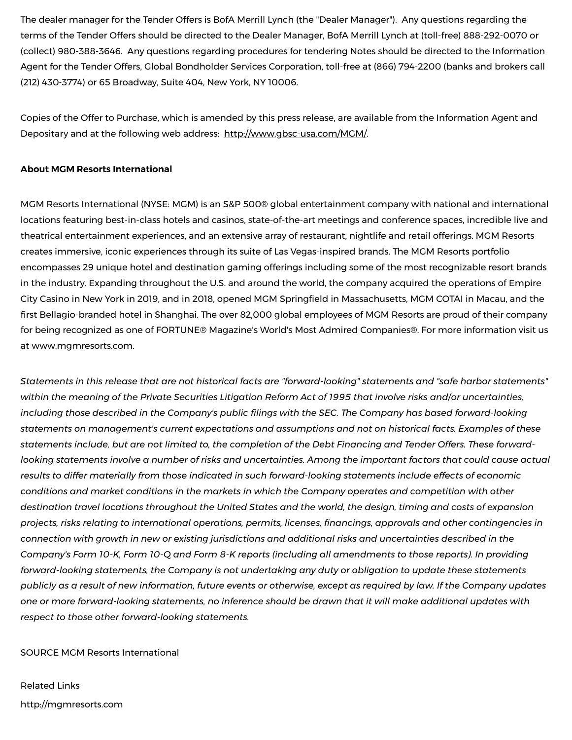The dealer manager for the Tender Offers is BofA Merrill Lynch (the "Dealer Manager"). Any questions regarding the terms of the Tender Offers should be directed to the Dealer Manager, BofA Merrill Lynch at (toll-free) 888-292-0070 or (collect) 980-388-3646. Any questions regarding procedures for tendering Notes should be directed to the Information Agent for the Tender Offers, Global Bondholder Services Corporation, toll-free at (866) 794-2200 (banks and brokers call (212) 430-3774) or 65 Broadway, Suite 404, New York, NY 10006.

Copies of the Offer to Purchase, which is amended by this press release, are available from the Information Agent and Depositary and at the following web address: http://www.gbsc-usa.com/MGM/.

**About MGM Resorts International**

MGM Resorts International (NYSE: MGM) is an S&P 500® global entertainment company with national and international locations featuring best-in-class hotels and casinos, state-of-the-art meetings and conference spaces, incredible live and theatrical entertainment experiences, and an extensive array of restaurant, nightlife and retail offerings. MGM Resorts creates immersive, iconic experiences through its suite of Las Vegas-inspired brands. The MGM Resorts portfolio encompasses 29 unique hotel and destination gaming offerings including some of the most recognizable resort brands in the industry. Expanding throughout the U.S. and around the world, the company acquired the operations of Empire City Casino in New York in 2019, and in 2018, opened MGM Springfield in Massachusetts, MGM COTAI in Macau, and the first Bellagio-branded hotel in Shanghai. The over 82,000 global employees of MGM Resorts are proud of their company for being recognized as one of FORTUNE® Magazine's World's Most Admired Companies®. For more information visit us at www.mgmresorts.com.

*Statements in this release that are not historical facts are "forward-looking" statements and "safe harbor statements" within the meaning of the Private Securities Litigation Reform Act of 1995 that involve risks and/or uncertainties, including those described in the Company's public filings with the SEC. The Company has based forward-looking statements on management's current expectations and assumptions and not on historical facts. Examples of these statements include, but are not limited to, the completion of the Debt Financing and Tender Offers. These forward-looking statements involve a number of risks and uncertainties. Among the important factors that could cause actual results to differ materially from those indicated in such forward-looking statements include effects of economic conditions and market conditions in the markets in which the Company operates and competition with other destination travel locations throughout the United States and the world, the design, timing and costs of expansion projects, risks relating to international operations, permits, licenses, financings, approvals and other contingencies in connection with growth in new or existing jurisdictions and additional risks and uncertainties described in the Company's Form 10-K, Form 10-Q and Form 8-K reports (including all amendments to those reports). In providing forward-looking statements, the Company is not undertaking any duty or obligation to update these statements publicly as a result of new information, future events or otherwise, except as required by law. If the Company updates one or more forward-looking statements, no inference should be drawn that it will make additional updates with respect to those other forward-looking statements.*

SOURCE MGM Resorts International

Related Links

http://mgmresorts.com